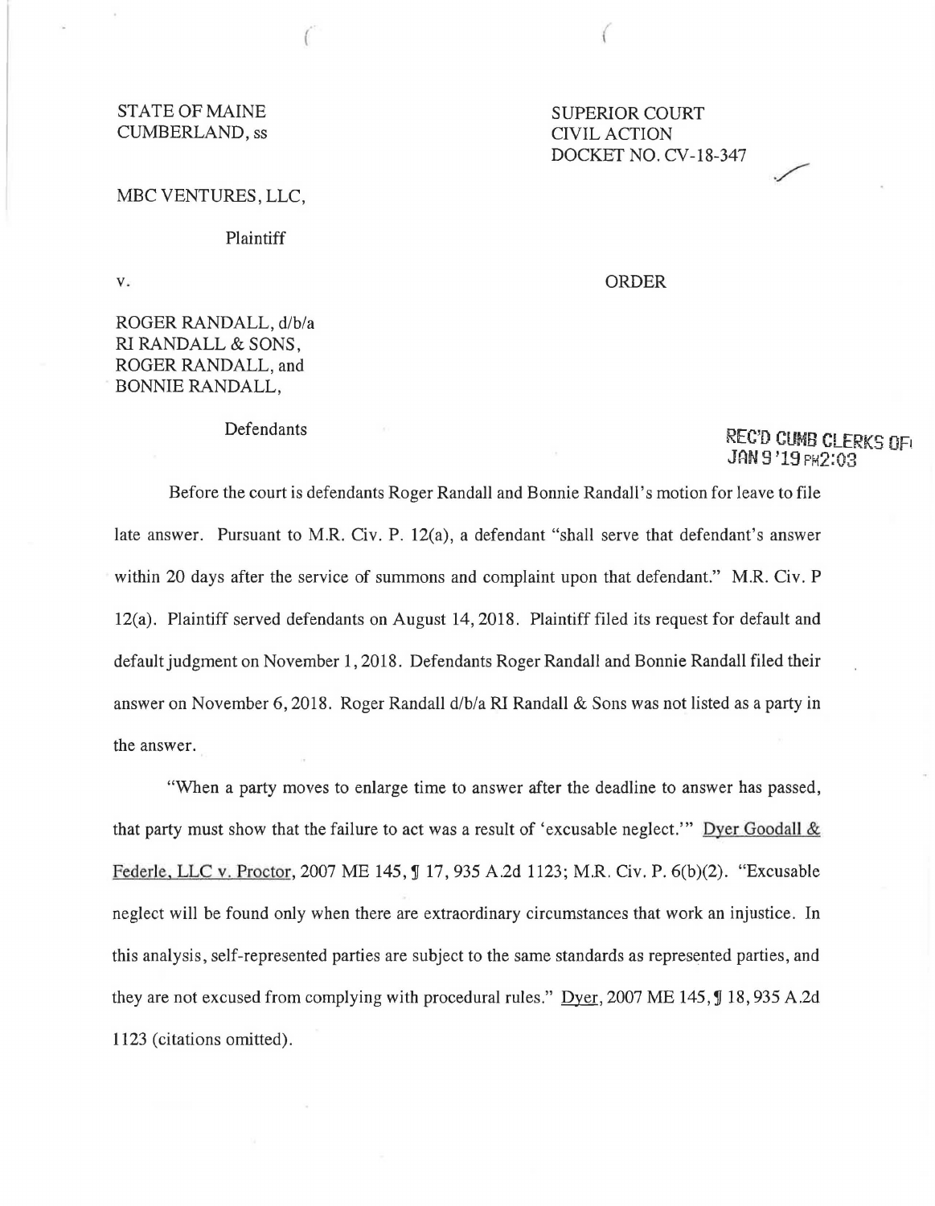STATE OF MAINE
CUMBERLAND, ss

SUPERIOR COURT
CIVIL ACTION
DOCKET NO. CV-18-347

MBC VENTURES, LLC,

Plaintiff

v.

ORDER

ROGER RANDALL, d/b/a
RI RANDALL & SONS,
ROGER RANDALL, and
BONNIE RANDALL,

Defendants

REC'D CUMB CLERKS OFF
JAN 9 '19 PM2:03

Before the court is defendants Roger Randall and Bonnie Randall's motion for leave to file late answer. Pursuant to M.R. Civ. P. 12(a), a defendant "shall serve that defendant's answer within 20 days after the service of summons and complaint upon that defendant." M.R. Civ. P 12(a). Plaintiff served defendants on August 14, 2018. Plaintiff filed its request for default and default judgment on November 1, 2018. Defendants Roger Randall and Bonnie Randall filed their answer on November 6, 2018. Roger Randall d/b/a RI Randall & Sons was not listed as a party in the answer.

"When a party moves to enlarge time to answer after the deadline to answer has passed, that party must show that the failure to act was a result of 'excusable neglect.'" Dyer Goodall & Federle, LLC v. Proctor, 2007 ME 145, ¶ 17, 935 A.2d 1123; M.R. Civ. P. 6(b)(2). "Excusable neglect will be found only when there are extraordinary circumstances that work an injustice. In this analysis, self-represented parties are subject to the same standards as represented parties, and they are not excused from complying with procedural rules." Dyer, 2007 ME 145, ¶ 18, 935 A.2d 1123 (citations omitted).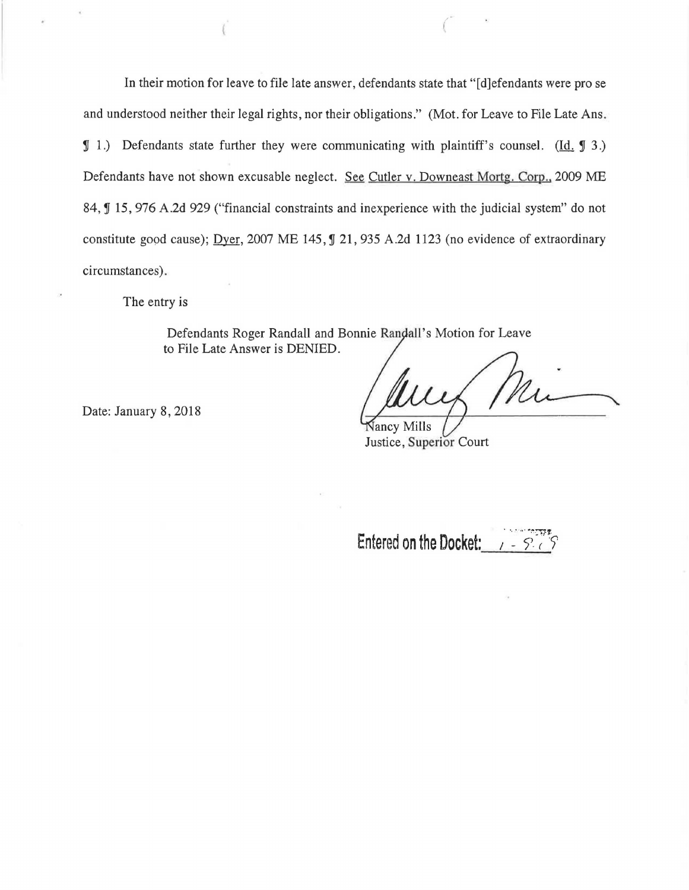In their motion for leave to file late answer, defendants state that "[d]efendants were pro se and understood neither their legal rights, nor their obligations." (Mot. for Leave to File Late Ans. ¶ 1.) Defendants state further they were communicating with plaintiff's counsel. (Id. ¶ 3.) Defendants have not shown excusable neglect. See Cutler v. Downeast Mortg. Corp., 2009 ME 84, ¶ 15, 976 A.2d 929 ("financial constraints and inexperience with the judicial system" do not constitute good cause); Dyer, 2007 ME 145, ¶ 21, 935 A.2d 1123 (no evidence of extraordinary circumstances).

The entry is

Defendants Roger Randall and Bonnie Randall's Motion for Leave to File Late Answer is DENIED.

Date: January 8, 2018

Nancy Mills
Justice, Superior Court

Entered on the Docket: 1-9-18